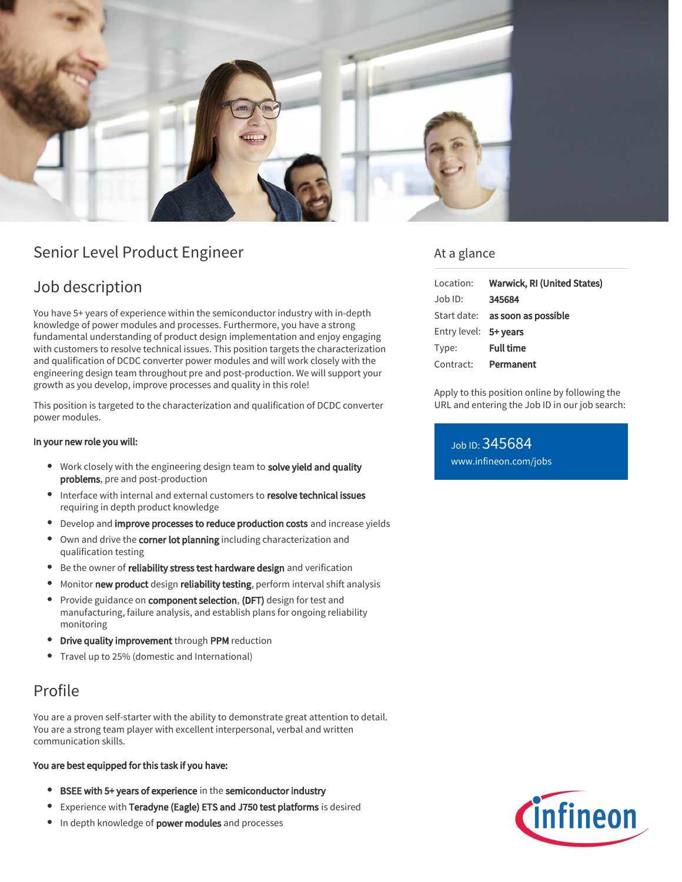# Senior Level Product Engineer

## Job description

You have 5+ years of experience within the semiconductor industry with in-depth knowledge of power modules and processes. Furthermore, you have a strong fundamental understanding of product design implementation and enjoy engaging with customers to resolve technical issues. This position targets the characterization and qualification of DCDC converter power modules and will work closely with the engineering design team throughout pre and post-production. We will support your growth as you develop, improve processes and quality in this role!

This position is targeted to the characterization and qualification of DCDC converter power modules.

**In your new role you will:**

- Work closely with the engineering design team to **solve yield and quality problems**, pre and post-production
- Interface with internal and external customers to **resolve technical issues** requiring in depth product knowledge
- Develop and **improve processes to reduce production costs** and increase yields
- Own and drive the **corner lot planning** including characterization and qualification testing
- Be the owner of **reliability stress test hardware design** and verification
- Monitor **new product** design **reliability testing**, perform interval shift analysis
- Provide guidance on **component selection**, **(DFT)** design for test and manufacturing, failure analysis, and establish plans for ongoing reliability monitoring
- **Drive quality improvement** through **PPM** reduction
- Travel up to 25% (domestic and International)

## Profile

You are a proven self-starter with the ability to demonstrate great attention to detail. You are a strong team player with excellent interpersonal, verbal and written communication skills.

**You are best equipped for this task if you have:**

- **BSEE with 5+ years of experience** in the **semiconductor industry**
- Experience with **Teradyne (Eagle) ETS and J750 test platforms** is desired
- In depth knowledge of **power modules** and processes

## At a glance

| | |
|---|---|
| Location: | **Warwick, RI (United States)** |
| Job ID: | **345684** |
| Start date: | **as soon as possible** |
| Entry level: | **5+ years** |
| Type: | **Full time** |
| Contract: | **Permanent** |

Apply to this position online by following the URL and entering the Job ID in our job search:

Job ID: 345684
www.infineon.com/jobs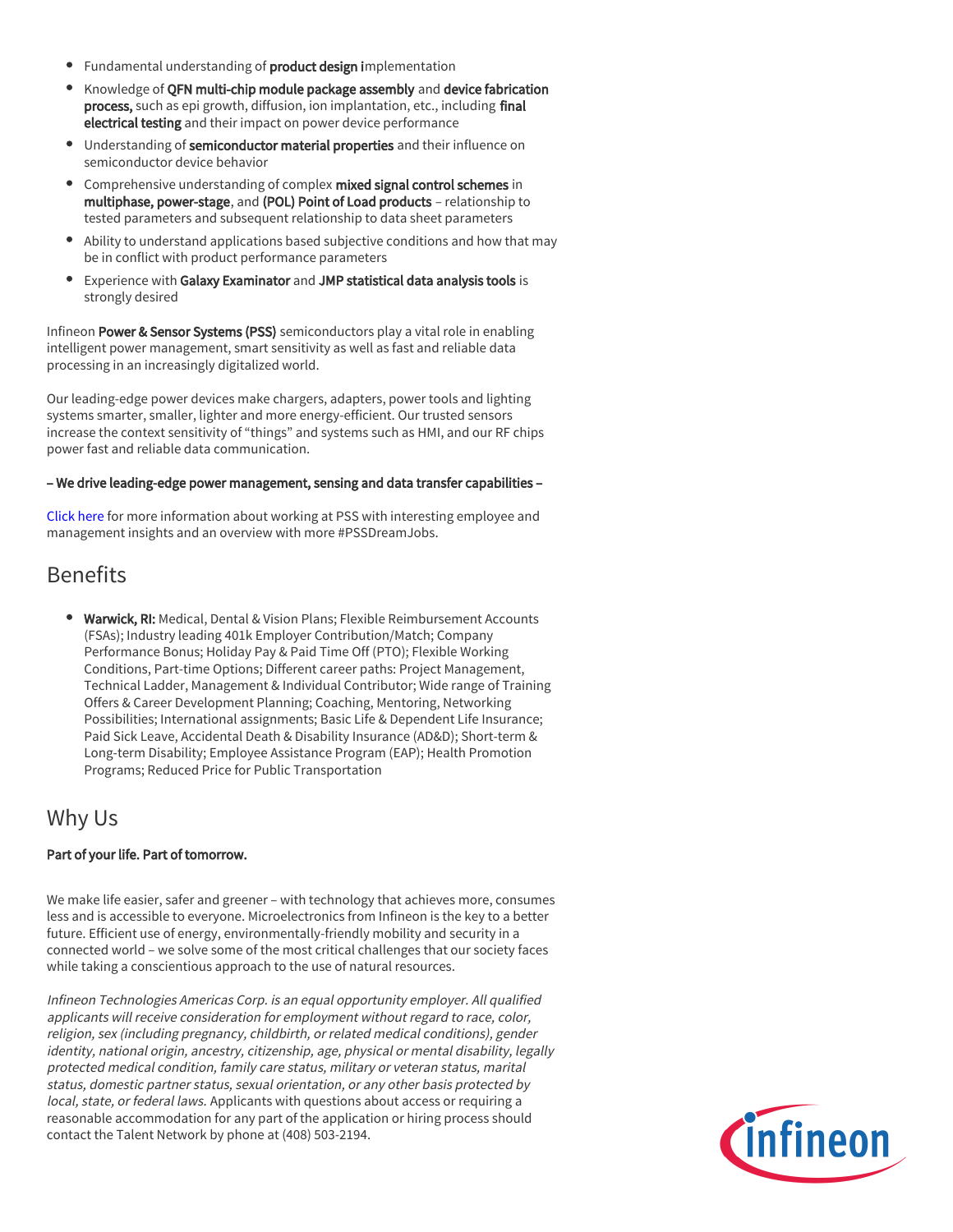- Fundamental understanding of **product design i**mplementation
- Knowledge of **QFN multi-chip module package assembly** and **device fabrication process,** such as epi growth, diffusion, ion implantation, etc., including **final electrical testing** and their impact on power device performance
- Understanding of **semiconductor material properties** and their influence on semiconductor device behavior
- Comprehensive understanding of complex **mixed signal control schemes** in **multiphase, power-stage**, and **(POL) Point of Load products** – relationship to tested parameters and subsequent relationship to data sheet parameters
- Ability to understand applications based subjective conditions and how that may be in conflict with product performance parameters
- Experience with **Galaxy Examinator** and **JMP statistical data analysis tools** is strongly desired

Infineon **Power & Sensor Systems (PSS)** semiconductors play a vital role in enabling intelligent power management, smart sensitivity as well as fast and reliable data processing in an increasingly digitalized world.

Our leading-edge power devices make chargers, adapters, power tools and lighting systems smarter, smaller, lighter and more energy-efficient. Our trusted sensors increase the context sensitivity of "things" and systems such as HMI, and our RF chips power fast and reliable data communication.

**– We drive leading-edge power management, sensing and data transfer capabilities –**

Click here for more information about working at PSS with interesting employee and management insights and an overview with more #PSSDreamJobs.

## Benefits

- **Warwick, RI:** Medical, Dental & Vision Plans; Flexible Reimbursement Accounts (FSAs); Industry leading 401k Employer Contribution/Match; Company Performance Bonus; Holiday Pay & Paid Time Off (PTO); Flexible Working Conditions, Part-time Options; Different career paths: Project Management, Technical Ladder, Management & Individual Contributor; Wide range of Training Offers & Career Development Planning; Coaching, Mentoring, Networking Possibilities; International assignments; Basic Life & Dependent Life Insurance; Paid Sick Leave, Accidental Death & Disability Insurance (AD&D); Short-term & Long-term Disability; Employee Assistance Program (EAP); Health Promotion Programs; Reduced Price for Public Transportation

## Why Us

**Part of your life. Part of tomorrow.**

We make life easier, safer and greener – with technology that achieves more, consumes less and is accessible to everyone. Microelectronics from Infineon is the key to a better future. Efficient use of energy, environmentally-friendly mobility and security in a connected world – we solve some of the most critical challenges that our society faces while taking a conscientious approach to the use of natural resources.

*Infineon Technologies Americas Corp. is an equal opportunity employer. All qualified applicants will receive consideration for employment without regard to race, color, religion, sex (including pregnancy, childbirth, or related medical conditions), gender identity, national origin, ancestry, citizenship, age, physical or mental disability, legally protected medical condition, family care status, military or veteran status, marital status, domestic partner status, sexual orientation, or any other basis protected by local, state, or federal laws.* Applicants with questions about access or requiring a reasonable accommodation for any part of the application or hiring process should contact the Talent Network by phone at (408) 503-2194.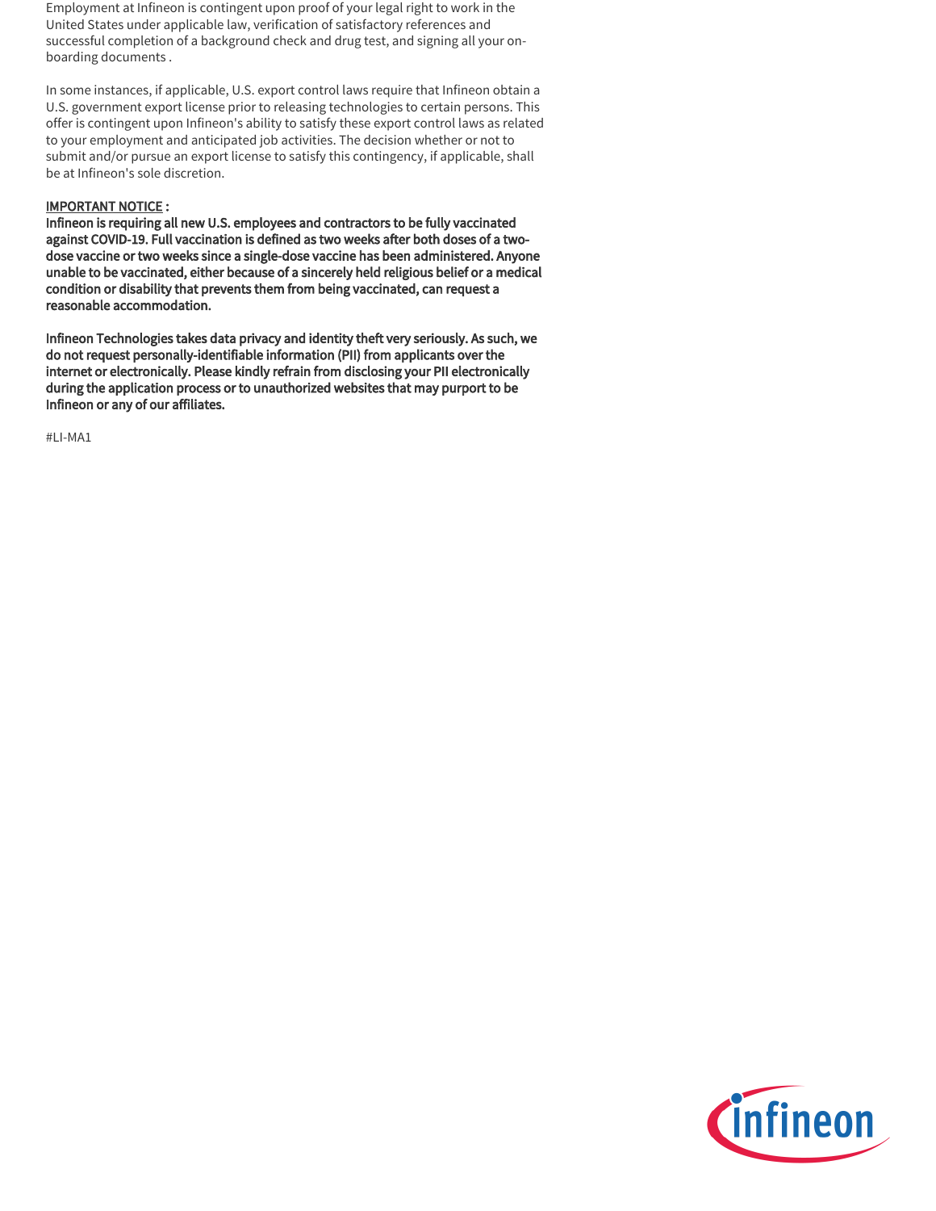Employment at Infineon is contingent upon proof of your legal right to work in the United States under applicable law, verification of satisfactory references and successful completion of a background check and drug test, and signing all your on-boarding documents .

In some instances, if applicable, U.S. export control laws require that Infineon obtain a U.S. government export license prior to releasing technologies to certain persons. This offer is contingent upon Infineon's ability to satisfy these export control laws as related to your employment and anticipated job activities. The decision whether or not to submit and/or pursue an export license to satisfy this contingency, if applicable, shall be at Infineon's sole discretion.

**IMPORTANT NOTICE :**
**Infineon is requiring all new U.S. employees and contractors to be fully vaccinated against COVID-19. Full vaccination is defined as two weeks after both doses of a two-dose vaccine or two weeks since a single-dose vaccine has been administered. Anyone unable to be vaccinated, either because of a sincerely held religious belief or a medical condition or disability that prevents them from being vaccinated, can request a reasonable accommodation.**

**Infineon Technologies takes data privacy and identity theft very seriously. As such, we do not request personally-identifiable information (PII) from applicants over the internet or electronically. Please kindly refrain from disclosing your PII electronically during the application process or to unauthorized websites that may purport to be Infineon or any of our affiliates.**

#LI-MA1

infineon